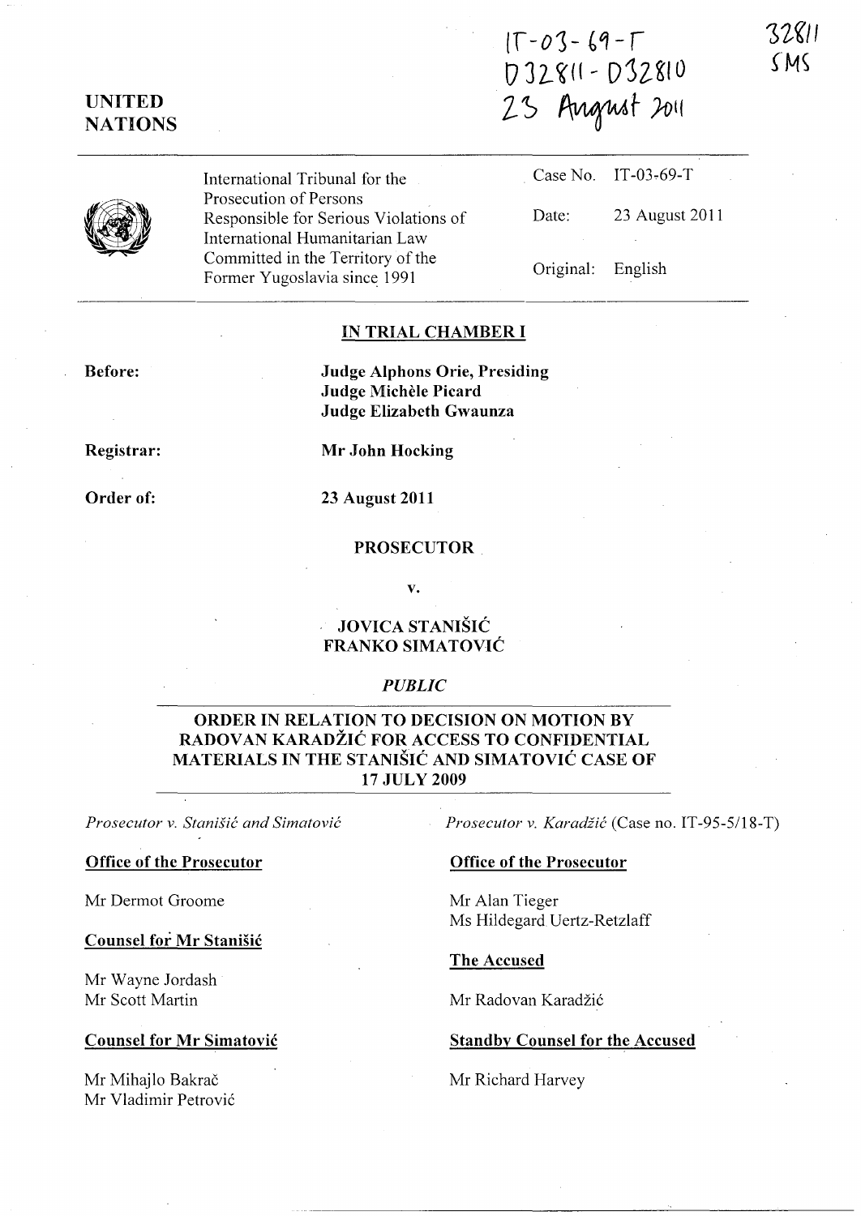IT-03-69-T
D32811 - D32810
23 August 2011

32811
SMS

UNITED NATIONS

International Tribunal for the Prosecution of Persons Responsible for Serious Violations of International Humanitarian Law Committed in the Territory of the Former Yugoslavia since 1991

Case No. IT-03-69-T

Date: 23 August 2011

Original: English

## IN TRIAL CHAMBER I

**Before:**

**Judge Alphons Orie, Presiding**
**Judge Michèle Picard**
**Judge Elizabeth Gwaunza**

**Registrar:**

**Mr John Hocking**

**Order of:**

**23 August 2011**

**PROSECUTOR**

**v.**

**JOVICA STANIŠIĆ**
**FRANKO SIMATOVIĆ**

*PUBLIC*

## ORDER IN RELATION TO DECISION ON MOTION BY RADOVAN KARADŽIĆ FOR ACCESS TO CONFIDENTIAL MATERIALS IN THE STANIŠIĆ AND SIMATOVIĆ CASE OF 17 JULY 2009

*Prosecutor v. Stanišić and Simatović*

**Office of the Prosecutor**

Mr Dermot Groome

**Counsel for Mr Stanišić**

Mr Wayne Jordash
Mr Scott Martin

**Counsel for Mr Simatović**

Mr Mihajlo Bakrač
Mr Vladimir Petrović

*Prosecutor v. Karadžić* (Case no. IT-95-5/18-T)

**Office of the Prosecutor**

Mr Alan Tieger
Ms Hildegard Uertz-Retzlaff

**The Accused**

Mr Radovan Karadžić

**Standby Counsel for the Accused**

Mr Richard Harvey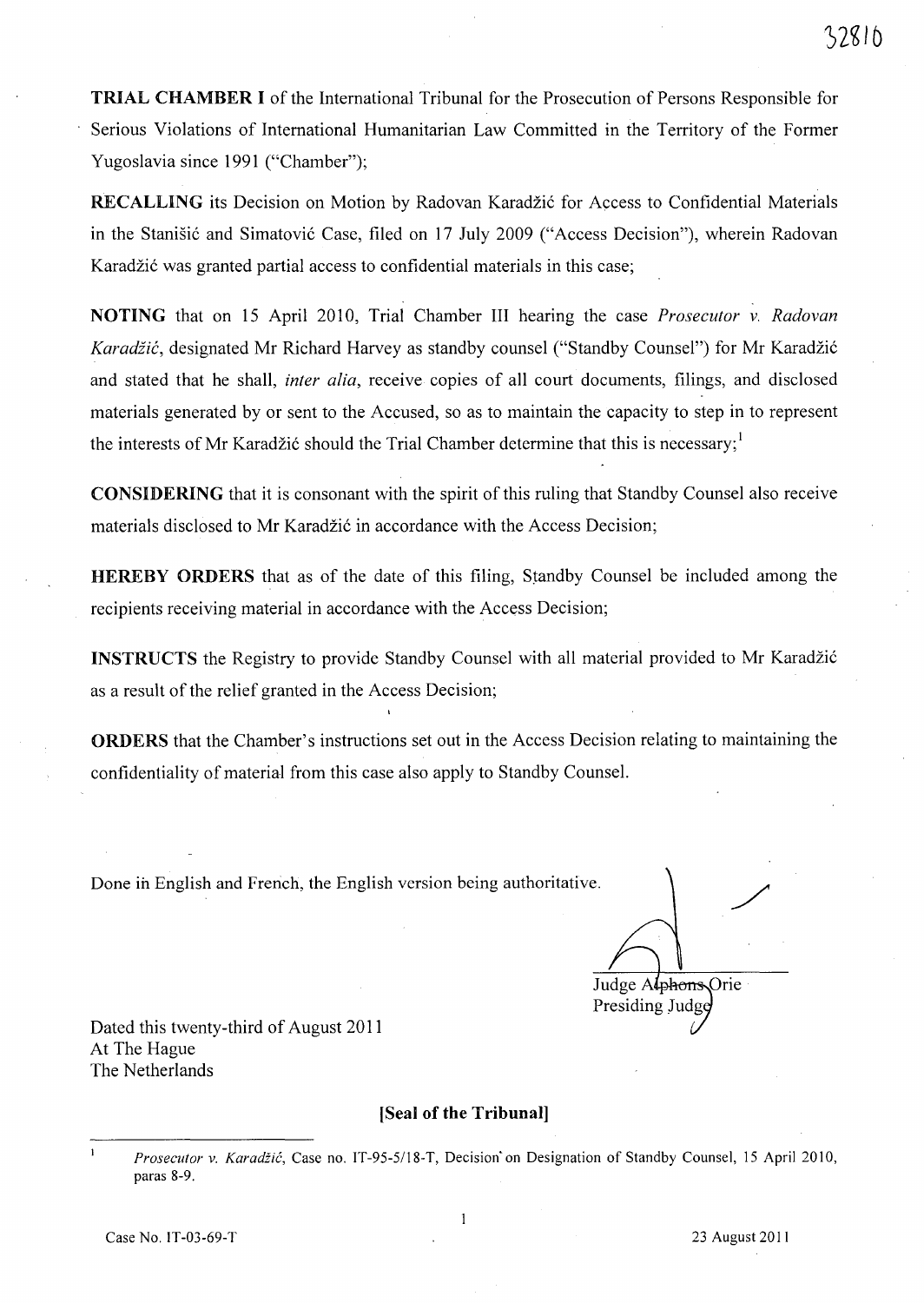**TRIAL CHAMBER I** of the International Tribunal for the Prosecution of Persons Responsible for Serious Violations of International Humanitarian Law Committed in the Territory of the Former Yugoslavia since 1991 ("Chamber");

**RECALLING** its Decision on Motion by Radovan Karadžić for Access to Confidential Materials in the Stanišić and Simatović Case, filed on 17 July 2009 ("Access Decision"), wherein Radovan Karadžić was granted partial access to confidential materials in this case;

**NOTING** that on 15 April 2010, Trial Chamber III hearing the case *Prosecutor v. Radovan Karadžić*, designated Mr Richard Harvey as standby counsel ("Standby Counsel") for Mr Karadžić and stated that he shall, *inter alia*, receive copies of all court documents, filings, and disclosed materials generated by or sent to the Accused, so as to maintain the capacity to step in to represent the interests of Mr Karadžić should the Trial Chamber determine that this is necessary;[1]

**CONSIDERING** that it is consonant with the spirit of this ruling that Standby Counsel also receive materials disclosed to Mr Karadžić in accordance with the Access Decision;

**HEREBY ORDERS** that as of the date of this filing, Standby Counsel be included among the recipients receiving material in accordance with the Access Decision;

**INSTRUCTS** the Registry to provide Standby Counsel with all material provided to Mr Karadžić as a result of the relief granted in the Access Decision;

**ORDERS** that the Chamber's instructions set out in the Access Decision relating to maintaining the confidentiality of material from this case also apply to Standby Counsel.

Done in English and French, the English version being authoritative.

Judge Alphons Orie
Presiding Judge

Dated this twenty-third of August 2011
At The Hague
The Netherlands

**[Seal of the Tribunal]**

---

[1] *Prosecutor v. Karadžić*, Case no. IT-95-5/18-T, Decision on Designation of Standby Counsel, 15 April 2010, paras 8-9.